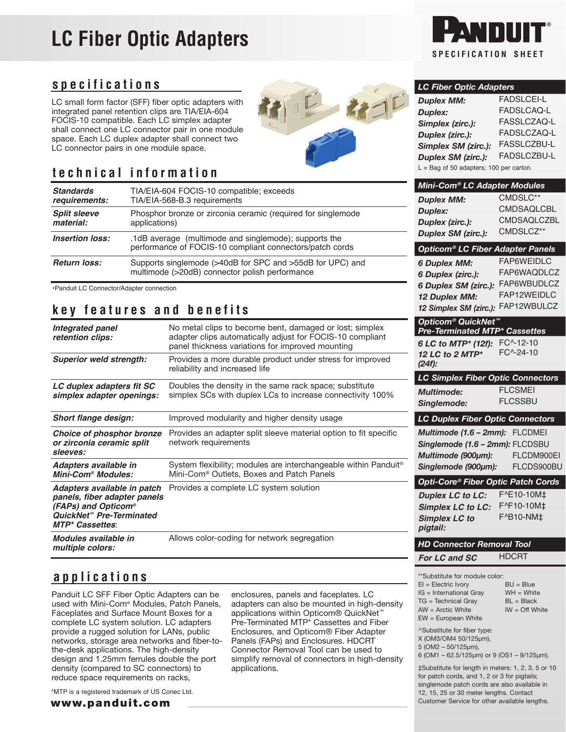# LC Fiber Optic Adapters

PANDUIT® SPECIFICATION SHEET

## specifications

LC small form factor (SFF) fiber optic adapters with integrated panel retention clips are TIA/EIA-604 FOCIS-10 compatible. Each LC simplex adapter shall connect one LC connector pair in one module space. Each LC duplex adapter shall connect two LC connector pairs in one module space.

## technical information

| | |
|---|---|
| ***Standards requirements:*** | TIA/EIA-604 FOCIS-10 compatible; exceeds TIA/EIA-568-B.3 requirements |
| ***Split sleeve material:*** | Phosphor bronze or zirconia ceramic (required for singlemode applications) |
| ***Insertion loss:*** | .1dB average (multimode and singlemode); supports the performance of FOCIS-10 compliant connectors/patch cords |
| ***Return loss:*** | Supports singlemode (>40dB for SPC and >55dB for UPC) and multimode (>20dB) connector polish performance |

•Panduit LC Connector/Adapter connection

## key features and benefits

| | |
|---|---|
| ***Integrated panel retention clips:*** | No metal clips to become bent, damaged or lost; simplex adapter clips automatically adjust for FOCIS-10 compliant panel thickness variations for improved mounting |
| ***Superior weld strength:*** | Provides a more durable product under stress for improved reliability and increased life |
| ***LC duplex adapters fit SC simplex adapter openings:*** | Doubles the density in the same rack space; substitute simplex SCs with duplex LCs to increase connectivity 100% |
| ***Short flange design:*** | Improved modularity and higher density usage |
| ***Choice of phosphor bronze or zirconia ceramic split sleeves:*** | Provides an adapter split sleeve material option to fit specific network requirements |
| ***Adapters available in Mini-Com® Modules:*** | System flexibility; modules are interchangeable within Panduit® Mini-Com® Outlets, Boxes and Patch Panels |
| ***Adapters available in patch panels, fiber adapter panels (FAPs) and Opticom® QuickNet™ Pre-Terminated MTP* Cassettes:*** | Provides a complete LC system solution |
| ***Modules available in multiple colors:*** | Allows color-coding for network segregation |

## applications

Panduit LC SFF Fiber Optic Adapters can be used with Mini-Com® Modules, Patch Panels, Faceplates and Surface Mount Boxes for a complete LC system solution. LC adapters provide a rugged solution for LANs, public networks, storage area networks and fiber-to-the-desk applications. The high-density design and 1.25mm ferrules double the port density (compared to SC connectors) to reduce space requirements on racks, enclosures, panels and faceplates. LC adapters can also be mounted in high-density applications within Opticom® QuickNet™ Pre-Terminated MTP* Cassettes and Fiber Enclosures, and Opticom® Fiber Adapter Panels (FAPs) and Enclosures. HDCRT Connector Removal Tool can be used to simplify removal of connectors in high-density applications.

*MTP is a registered trademark of US Conec Ltd.

www.panduit.com

### LC Fiber Optic Adapters

| | |
|---|---|
| ***Duplex MM:*** | FADSLCEI-L |
| ***Duplex:*** | FADSLCAQ-L |
| ***Simplex (zirc.):*** | FASSLCZAQ-L |
| ***Duplex (zirc.):*** | FADSLCZAQ-L |
| ***Simplex SM (zirc.):*** | FASSLCZBU-L |
| ***Duplex SM (zirc.):*** | FADSLCZBU-L |

L = Bag of 50 adapters; 100 per carton.

### Mini-Com® LC Adapter Modules

| | |
|---|---|
| ***Duplex MM:*** | CMDSLC** |
| ***Duplex:*** | CMDSAQLCBL |
| ***Duplex (zirc.):*** | CMDSAQLCZBL |
| ***Duplex SM (zirc.):*** | CMDSLCZ** |

### Opticom® LC Fiber Adapter Panels

| | |
|---|---|
| ***6 Duplex MM:*** | FAP6WEIDLC |
| ***6 Duplex (zirc.):*** | FAP6WAQDLCZ |
| ***6 Duplex SM (zirc.):*** | FAP6WBUDLCZ |
| ***12 Duplex MM:*** | FAP12WEIDLC |
| ***12 Simplex SM (zirc.):*** | FAP12WBULCZ |

### Opticom® QuickNet™ Pre-Terminated MTP* Cassettes

| | |
|---|---|
| ***6 LC to MTP* (12f):*** | FC^-12-10 |
| ***12 LC to 2 MTP* (24f):*** | FC^-24-10 |

### LC Simplex Fiber Optic Connectors

| | |
|---|---|
| ***Multimode:*** | FLCSMEI |
| ***Singlemode:*** | FLCSSBU |

### LC Duplex Fiber Optic Connectors

| | |
|---|---|
| ***Multimode (1.6 – 2mm):*** | FLCDMEI |
| ***Singlemode (1.6 – 2mm):*** | FLCDSBU |
| ***Multimode (900μm):*** | FLCDM900EI |
| ***Singlemode (900μm):*** | FLCDS900BU |

### Opti-Core® Fiber Optic Patch Cords

| | |
|---|---|
| ***Duplex LC to LC:*** | F^E10-10M‡ |
| ***Simplex LC to LC:*** | F^F10-10M‡ |
| ***Simplex LC to pigtail:*** | F^B10-NM‡ |

### HD Connector Removal Tool

| | |
|---|---|
| ***For LC and SC*** | HDCRT |

**Substitute for module color:
EI = Electric Ivory
IG = International Gray
TG = Technical Gray
AW = Arctic White
EW = European White
BU = Blue
WH = White
BL = Black
IW = Off White

^Substitute for fiber type:
X (OM3/OM4 50/125μm),
5 (OM2 – 50/125μm),
6 (OM1 – 62.5/125μm) or 9 (OS1 – 9/125μm).

‡Substitute for length in meters: 1, 2, 3, 5 or 10 for patch cords, and 1, 2 or 3 for pigtails; singlemode patch cords are also available in 12, 15, 25 or 30 meter lengths. Contact Customer Service for other available lengths.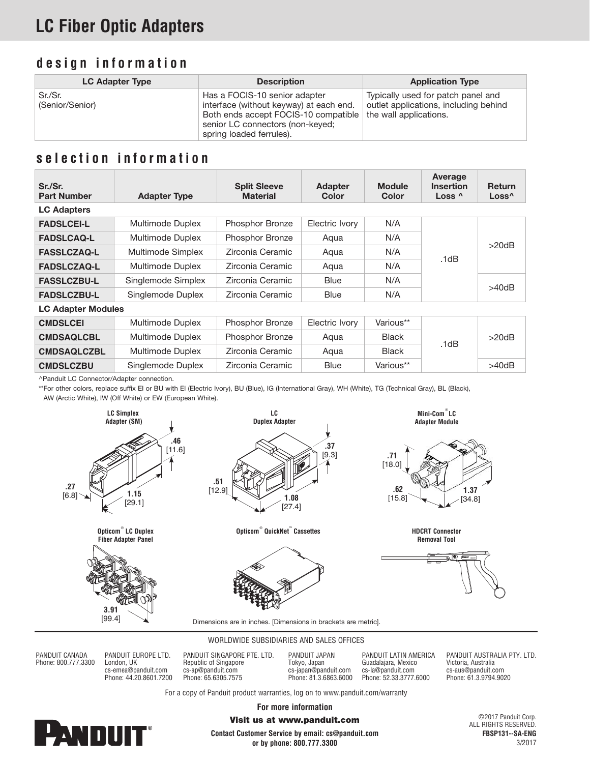# LC Fiber Optic Adapters

## design information

| LC Adapter Type | Description | Application Type |
|---|---|---|
| Sr./Sr. (Senior/Senior) | Has a FOCIS-10 senior adapter interface (without keyway) at each end. Both ends accept FOCIS-10 compatible senior LC connectors (non-keyed; spring loaded ferrules). | Typically used for patch panel and outlet applications, including behind the wall applications. |

## selection information

| Sr./Sr. Part Number | Adapter Type | Split Sleeve Material | Adapter Color | Module Color | Average Insertion Loss ^ | Return Loss^ |
|---|---|---|---|---|---|---|
| **LC Adapters** | | | | | | |
| **FADSLCEI-L** | Multimode Duplex | Phosphor Bronze | Electric Ivory | N/A | .1dB | >20dB |
| **FADSLCAQ-L** | Multimode Duplex | Phosphor Bronze | Aqua | N/A | | |
| **FASSLCZAQ-L** | Multimode Simplex | Zirconia Ceramic | Aqua | N/A | | |
| **FADSLCZAQ-L** | Multimode Duplex | Zirconia Ceramic | Aqua | N/A | | |
| **FASSLCZBU-L** | Singlemode Simplex | Zirconia Ceramic | Blue | N/A | | >40dB |
| **FADSLCZBU-L** | Singlemode Duplex | Zirconia Ceramic | Blue | N/A | | |
| **LC Adapter Modules** | | | | | | |
| **CMDSLCEI** | Multimode Duplex | Phosphor Bronze | Electric Ivory | Various** | .1dB | >20dB |
| **CMDSAQLCBL** | Multimode Duplex | Phosphor Bronze | Aqua | Black | | |
| **CMDSAQLCZBL** | Multimode Duplex | Zirconia Ceramic | Aqua | Black | | |
| **CMDSLCZBU** | Singlemode Duplex | Zirconia Ceramic | Blue | Various** | | >40dB |

^Panduit LC Connector/Adapter connection.

**For other colors, replace suffix EI or BU with EI (Electric Ivory), BU (Blue), IG (International Gray), WH (White), TG (Technical Gray), BL (Black), AW (Arctic White), IW (Off White) or EW (European White).

LC Simplex Adapter (SM)

.46 [11.6]

.27 [6.8]

1.15 [29.1]

LC Duplex Adapter

.37 [9.3]

.51 [12.9]

1.08 [27.4]

Mini-Com® LC Adapter Module

.71 [18.0]

.62 [15.8]

1.37 [34.8]

Opticom® LC Duplex Fiber Adapter Panel

3.91 [99.4]

Opticom® QuickNet™ Cassettes

HDCRT Connector Removal Tool

Dimensions are in inches. [Dimensions in brackets are metric].

WORLDWIDE SUBSIDIARIES AND SALES OFFICES

PANDUIT CANADA
Phone: 800.777.3300

PANDUIT EUROPE LTD.
London, UK
cs-emea@panduit.com
Phone: 44.20.8601.7200

PANDUIT SINGAPORE PTE. LTD.
Republic of Singapore
cs-ap@panduit.com
Phone: 65.6305.7575

PANDUIT JAPAN
Tokyo, Japan
cs-japan@panduit.com
Phone: 81.3.6863.6000

PANDUIT LATIN AMERICA
Guadalajara, Mexico
cs-la@panduit.com
Phone: 52.33.3777.6000

PANDUIT AUSTRALIA PTY. LTD.
Victoria, Australia
cs-aus@panduit.com
Phone: 61.3.9794.9020

For a copy of Panduit product warranties, log on to www.panduit.com/warranty

**For more information**

**Visit us at www.panduit.com**

**Contact Customer Service by email: cs@panduit.com or by phone: 800.777.3300**

PANDUIT®

©2017 Panduit Corp.
ALL RIGHTS RESERVED.
**FBSP131--SA-ENG**
3/2017